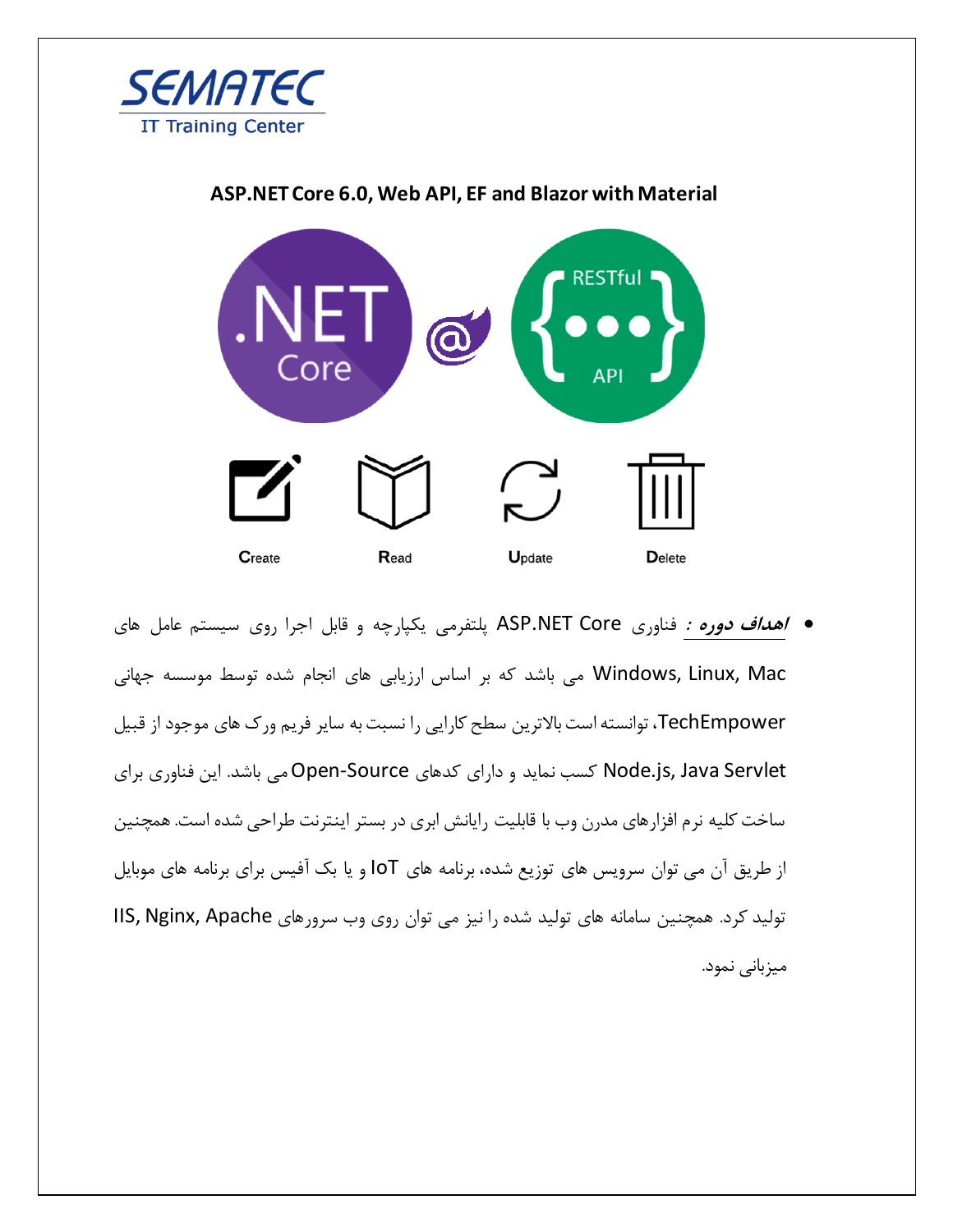SEMATEC
IT Training Center

## ASP.NET Core 6.0, Web API, EF and Blazor with Material

Create Read Update Delete

- ***اهداف دوره :*** فناوری ASP.NET Core پلتفرمی یکپارچه و قابل اجرا روی سیستم عامل های Windows, Linux, Mac می باشد که بر اساس ارزیابی های انجام شده توسط موسسه جهانی TechEmpower، توانسته است بالاترین سطح کارایی را نسبت به سایر فریم ورک های موجود از قبیل Node.js, Java Servlet کسب نماید و دارای کدهای Open-Source می باشد. این فناوری برای ساخت کلیه نرم افزارهای مدرن وب با قابلیت رایانش ابری در بستر اینترنت طراحی شده است. همچنین از طریق آن می توان سرویس های توزیع شده، برنامه های IoT و یا بک آفیس برای برنامه های موبایل تولید کرد. همچنین سامانه های تولید شده را نیز می توان روی وب سرورهای IIS, Nginx, Apache میزبانی نمود.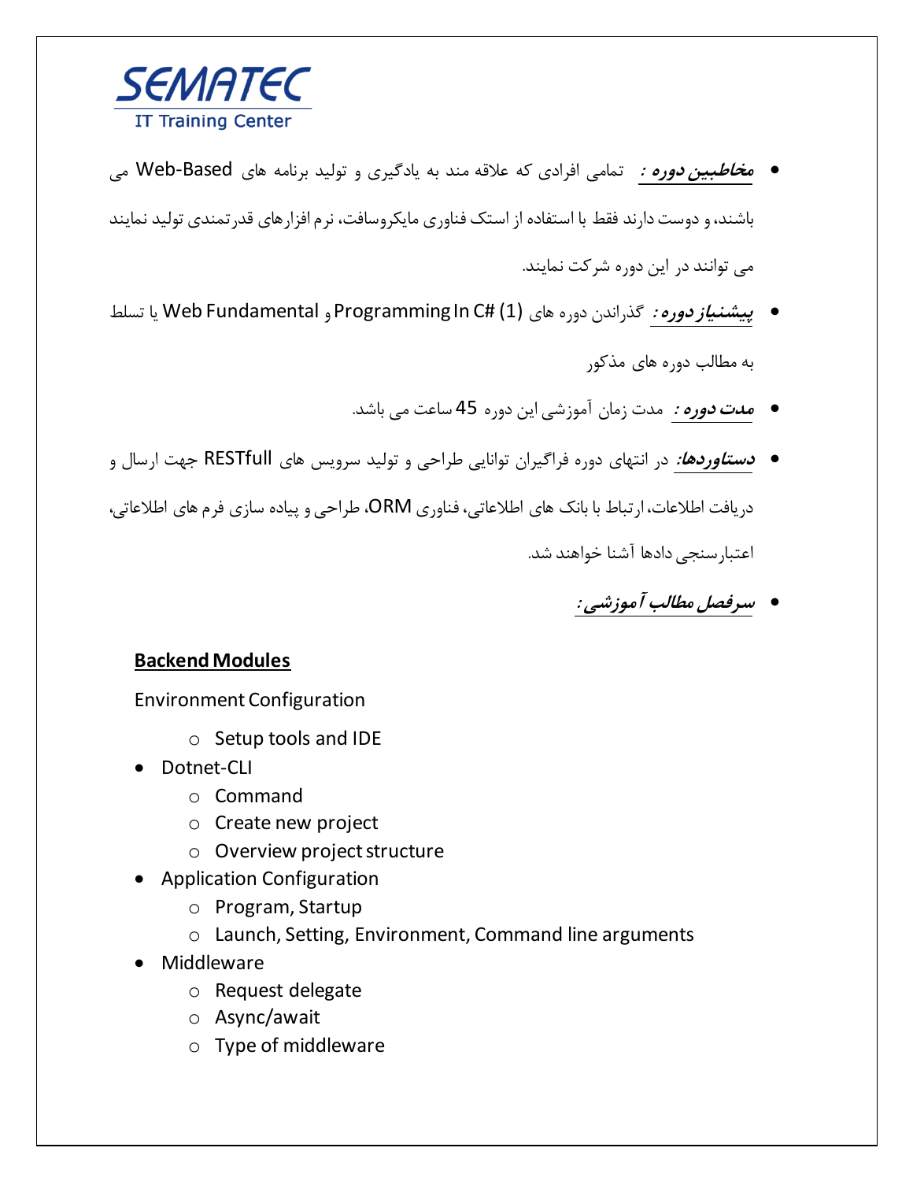SEMATEC

IT Training Center

- ***مخاطبین دوره :*** تمامی افرادی که علاقه مند به یادگیری و تولید برنامه های Web-Based می باشند، و دوست دارند فقط با استفاده از استک فناوری مایکروسافت، نرم افزارهای قدرتمندی تولید نمایند می توانند در این دوره شرکت نمایند.
- ***پیشنیاز دوره :*** گذراندن دوره های Programming In C# (1) و Web Fundamental یا تسلط به مطالب دوره های مذکور
- ***مدت دوره :*** مدت زمان آموزشی این دوره 45 ساعت می باشد.
- ***دستاوردها:*** در انتهای دوره فراگیران توانایی طراحی و تولید سرویس های RESTfull جهت ارسال و دریافت اطلاعات، ارتباط با بانک های اطلاعاتی، فناوری ORM، طراحی و پیاده سازی فرم های اطلاعاتی، اعتبارسنجی دادها آشنا خواهند شد.
- ***سرفصل مطالب آموزشی :***

**Backend Modules**

Environment Configuration

- Setup tools and IDE

- Dotnet-CLI
    - Command
    - Create new project
    - Overview project structure
- Application Configuration
    - Program, Startup
    - Launch, Setting, Environment, Command line arguments
- Middleware
    - Request delegate
    - Async/await
    - Type of middleware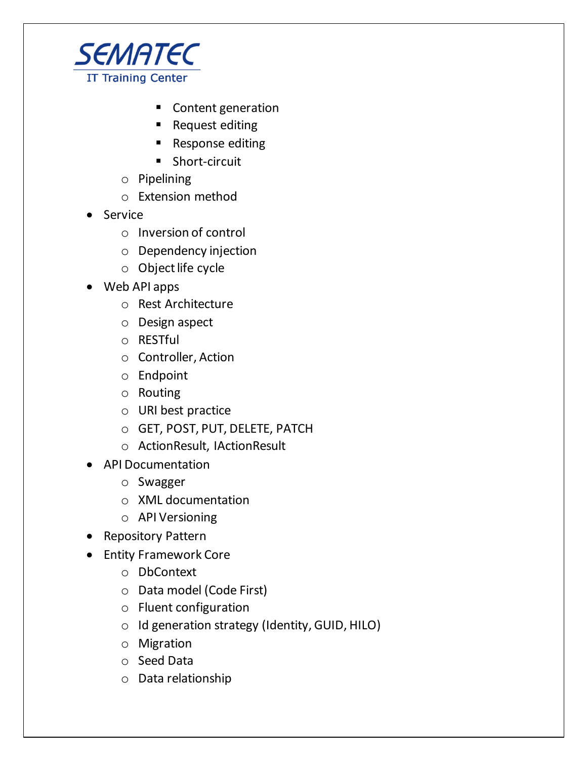- Content generation
                - Request editing
                - Response editing
                - Short-circuit
        - Pipelining
        - Extension method
- Service
    - Inversion of control
    - Dependency injection
    - Object life cycle
- Web API apps
    - Rest Architecture
    - Design aspect
    - RESTful
    - Controller, Action
    - Endpoint
    - Routing
    - URI best practice
    - GET, POST, PUT, DELETE, PATCH
    - ActionResult, IActionResult
- API Documentation
    - Swagger
    - XML documentation
    - API Versioning
- Repository Pattern
- Entity Framework Core
    - DbContext
    - Data model (Code First)
    - Fluent configuration
    - Id generation strategy (Identity, GUID, HILO)
    - Migration
    - Seed Data
    - Data relationship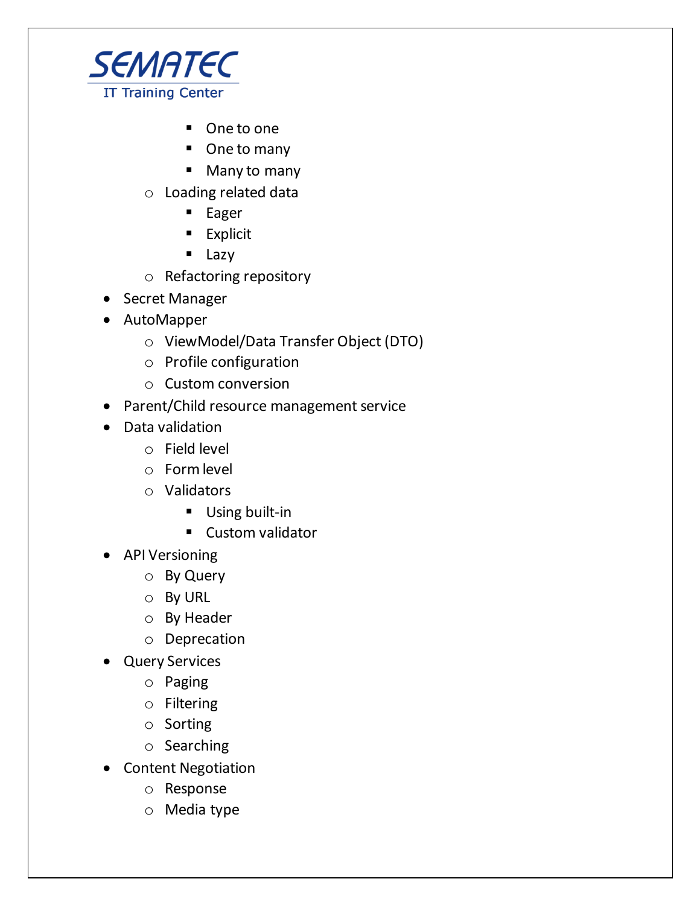- One to one
        - One to many
        - Many to many
    - Loading related data
        - Eager
        - Explicit
        - Lazy
    - Refactoring repository
- Secret Manager
- AutoMapper
    - ViewModel/Data Transfer Object (DTO)
    - Profile configuration
    - Custom conversion
- Parent/Child resource management service
- Data validation
    - Field level
    - Form level
    - Validators
        - Using built-in
        - Custom validator
- API Versioning
    - By Query
    - By URL
    - By Header
    - Deprecation
- Query Services
    - Paging
    - Filtering
    - Sorting
    - Searching
- Content Negotiation
    - Response
    - Media type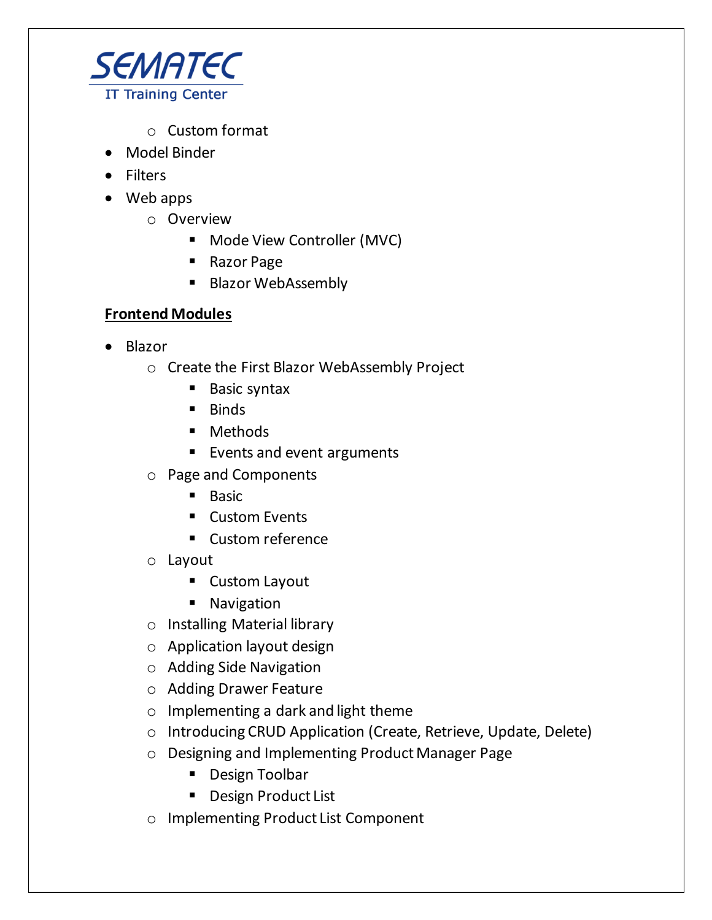- Custom format
- Model Binder
- Filters
- Web apps
    - Overview
        - Mode View Controller (MVC)
        - Razor Page
        - Blazor WebAssembly

**<u>Frontend Modules</u>**

- Blazor
    - Create the First Blazor WebAssembly Project
        - Basic syntax
        - Binds
        - Methods
        - Events and event arguments
    - Page and Components
        - Basic
        - Custom Events
        - Custom reference
    - Layout
        - Custom Layout
        - Navigation
    - Installing Material library
    - Application layout design
    - Adding Side Navigation
    - Adding Drawer Feature
    - Implementing a dark and light theme
    - Introducing CRUD Application (Create, Retrieve, Update, Delete)
    - Designing and Implementing Product Manager Page
        - Design Toolbar
        - Design Product List
    - Implementing Product List Component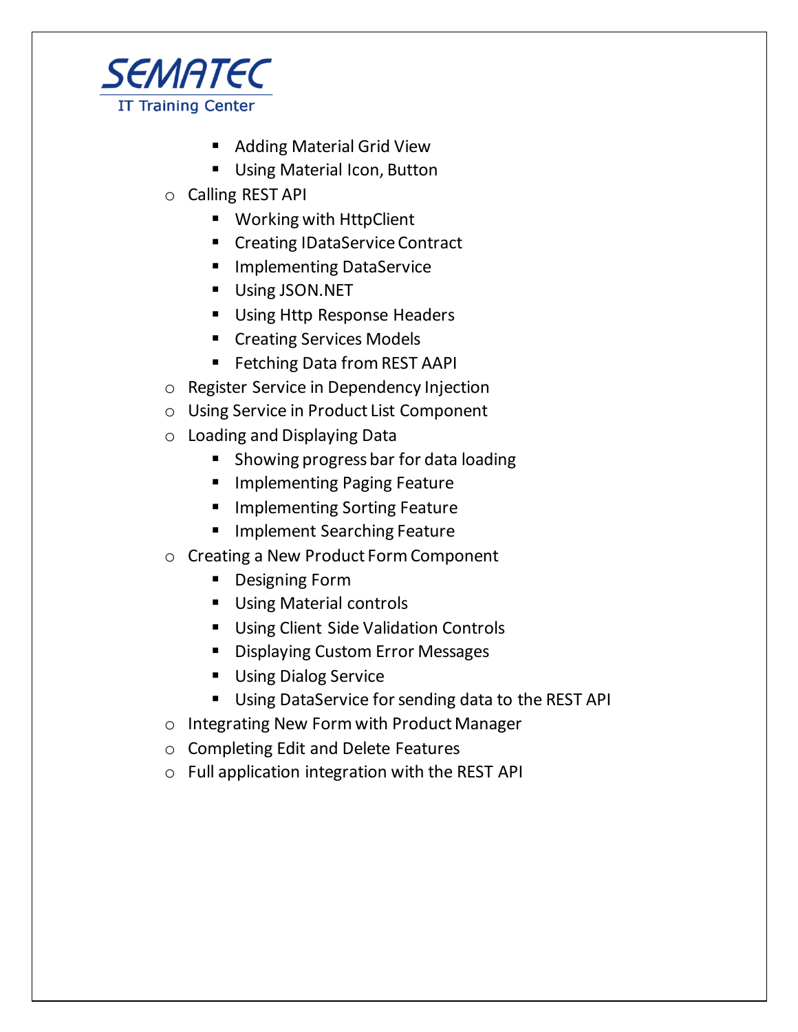- Adding Material Grid View
- Using Material Icon, Button

- Calling REST API
  - Working with HttpClient
  - Creating IDataService Contract
  - Implementing DataService
  - Using JSON.NET
  - Using Http Response Headers
  - Creating Services Models
  - Fetching Data from REST AAPI
- Register Service in Dependency Injection
- Using Service in Product List Component
- Loading and Displaying Data
  - Showing progress bar for data loading
  - Implementing Paging Feature
  - Implementing Sorting Feature
  - Implement Searching Feature
- Creating a New Product Form Component
  - Designing Form
  - Using Material controls
  - Using Client Side Validation Controls
  - Displaying Custom Error Messages
  - Using Dialog Service
  - Using DataService for sending data to the REST API
- Integrating New Form with Product Manager
- Completing Edit and Delete Features
- Full application integration with the REST API